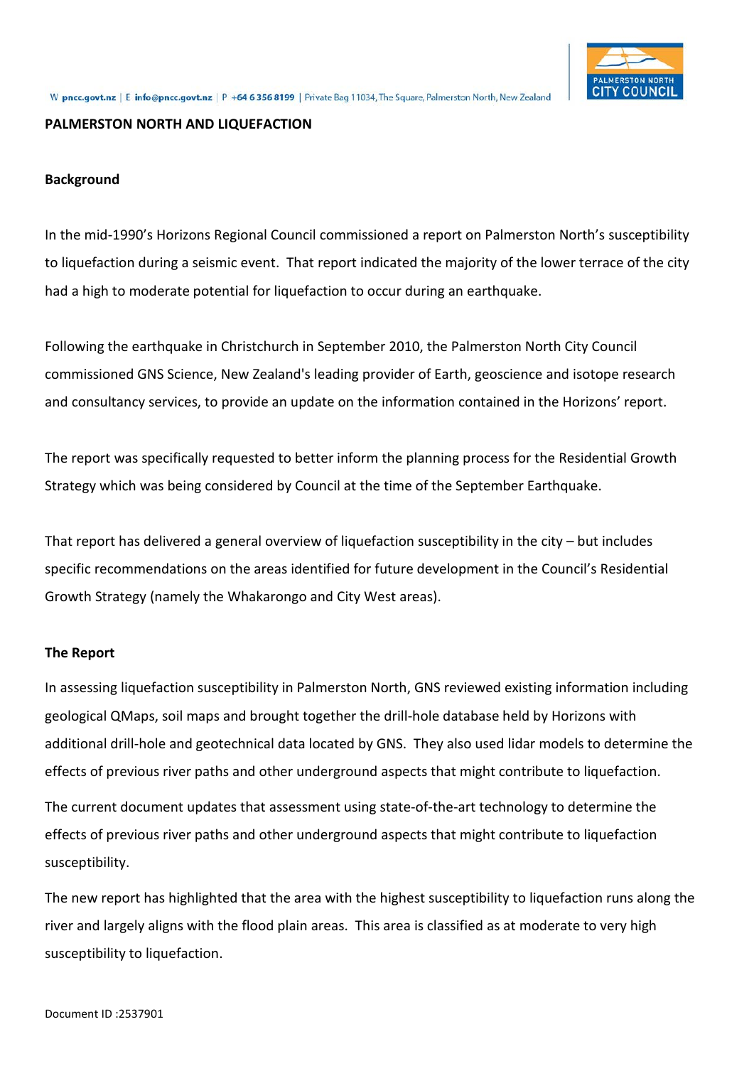**PALMERSTON NORTH AND LIQUEFACTION**

**Background**

In the mid-1990's Horizons Regional Council commissioned a report on Palmerston North's susceptibility to liquefaction during a seismic event. That report indicated the majority of the lower terrace of the city had a high to moderate potential for liquefaction to occur during an earthquake.

Following the earthquake in Christchurch in September 2010, the Palmerston North City Council commissioned GNS Science, New Zealand's leading provider of Earth, geoscience and isotope research and consultancy services, to provide an update on the information contained in the Horizons' report.

The report was specifically requested to better inform the planning process for the Residential Growth Strategy which was being considered by Council at the time of the September Earthquake.

That report has delivered a general overview of liquefaction susceptibility in the city – but includes specific recommendations on the areas identified for future development in the Council's Residential Growth Strategy (namely the Whakarongo and City West areas).

**The Report**

In assessing liquefaction susceptibility in Palmerston North, GNS reviewed existing information including geological QMaps, soil maps and brought together the drill-hole database held by Horizons with additional drill-hole and geotechnical data located by GNS. They also used lidar models to determine the effects of previous river paths and other underground aspects that might contribute to liquefaction.

The current document updates that assessment using state-of-the-art technology to determine the effects of previous river paths and other underground aspects that might contribute to liquefaction susceptibility.

The new report has highlighted that the area with the highest susceptibility to liquefaction runs along the river and largely aligns with the flood plain areas. This area is classified as at moderate to very high susceptibility to liquefaction.

Document ID :2537901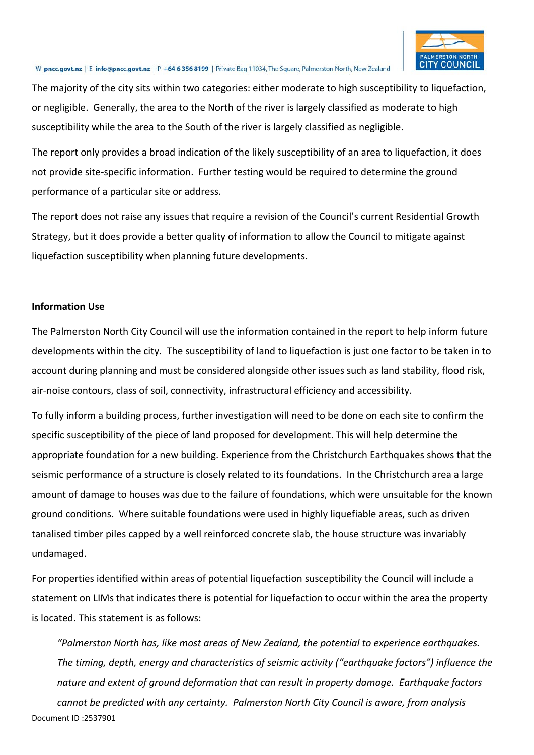The majority of the city sits within two categories: either moderate to high susceptibility to liquefaction, or negligible. Generally, the area to the North of the river is largely classified as moderate to high susceptibility while the area to the South of the river is largely classified as negligible.

The report only provides a broad indication of the likely susceptibility of an area to liquefaction, it does not provide site-specific information. Further testing would be required to determine the ground performance of a particular site or address.

The report does not raise any issues that require a revision of the Council's current Residential Growth Strategy, but it does provide a better quality of information to allow the Council to mitigate against liquefaction susceptibility when planning future developments.

**Information Use**

The Palmerston North City Council will use the information contained in the report to help inform future developments within the city. The susceptibility of land to liquefaction is just one factor to be taken in to account during planning and must be considered alongside other issues such as land stability, flood risk, air-noise contours, class of soil, connectivity, infrastructural efficiency and accessibility.

To fully inform a building process, further investigation will need to be done on each site to confirm the specific susceptibility of the piece of land proposed for development. This will help determine the appropriate foundation for a new building. Experience from the Christchurch Earthquakes shows that the seismic performance of a structure is closely related to its foundations. In the Christchurch area a large amount of damage to houses was due to the failure of foundations, which were unsuitable for the known ground conditions. Where suitable foundations were used in highly liquefiable areas, such as driven tanalised timber piles capped by a well reinforced concrete slab, the house structure was invariably undamaged.

For properties identified within areas of potential liquefaction susceptibility the Council will include a statement on LIMs that indicates there is potential for liquefaction to occur within the area the property is located. This statement is as follows:

> *"Palmerston North has, like most areas of New Zealand, the potential to experience earthquakes. The timing, depth, energy and characteristics of seismic activity ("earthquake factors") influence the nature and extent of ground deformation that can result in property damage. Earthquake factors cannot be predicted with any certainty. Palmerston North City Council is aware, from analysis*

Document ID :2537901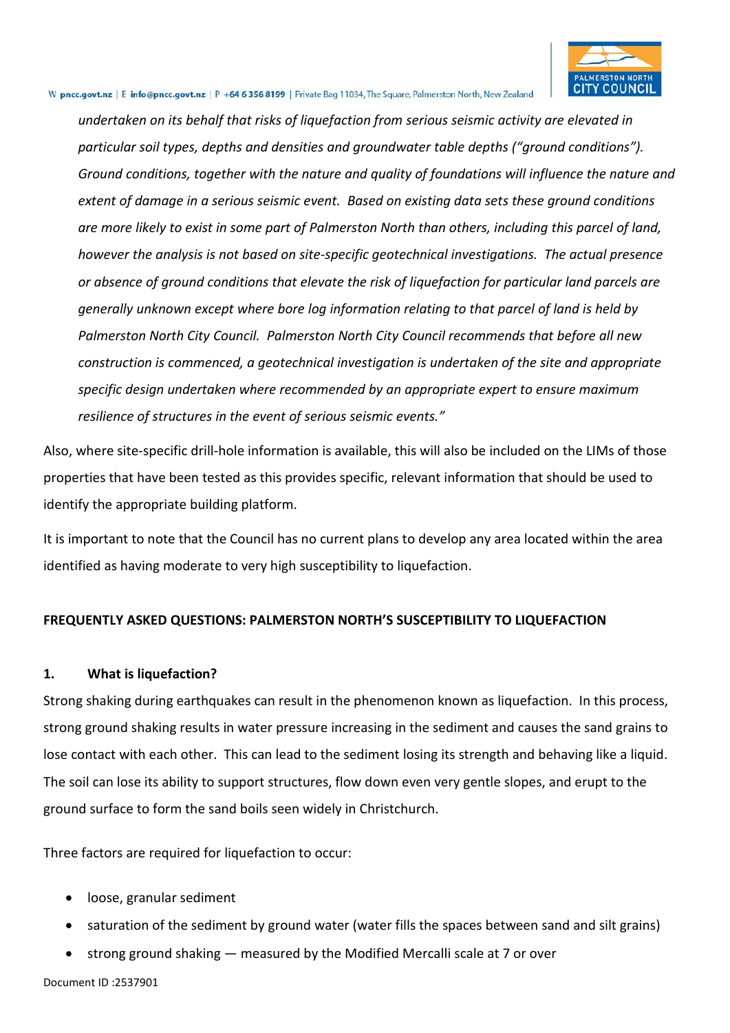*undertaken on its behalf that risks of liquefaction from serious seismic activity are elevated in particular soil types, depths and densities and groundwater table depths ("ground conditions"). Ground conditions, together with the nature and quality of foundations will influence the nature and extent of damage in a serious seismic event. Based on existing data sets these ground conditions are more likely to exist in some part of Palmerston North than others, including this parcel of land, however the analysis is not based on site-specific geotechnical investigations. The actual presence or absence of ground conditions that elevate the risk of liquefaction for particular land parcels are generally unknown except where bore log information relating to that parcel of land is held by Palmerston North City Council. Palmerston North City Council recommends that before all new construction is commenced, a geotechnical investigation is undertaken of the site and appropriate specific design undertaken where recommended by an appropriate expert to ensure maximum resilience of structures in the event of serious seismic events."*

Also, where site-specific drill-hole information is available, this will also be included on the LIMs of those properties that have been tested as this provides specific, relevant information that should be used to identify the appropriate building platform.

It is important to note that the Council has no current plans to develop any area located within the area identified as having moderate to very high susceptibility to liquefaction.

## FREQUENTLY ASKED QUESTIONS: PALMERSTON NORTH'S SUSCEPTIBILITY TO LIQUEFACTION

### 1. What is liquefaction?

Strong shaking during earthquakes can result in the phenomenon known as liquefaction. In this process, strong ground shaking results in water pressure increasing in the sediment and causes the sand grains to lose contact with each other. This can lead to the sediment losing its strength and behaving like a liquid. The soil can lose its ability to support structures, flow down even very gentle slopes, and erupt to the ground surface to form the sand boils seen widely in Christchurch.

Three factors are required for liquefaction to occur:

- loose, granular sediment
- saturation of the sediment by ground water (water fills the spaces between sand and silt grains)
- strong ground shaking — measured by the Modified Mercalli scale at 7 or over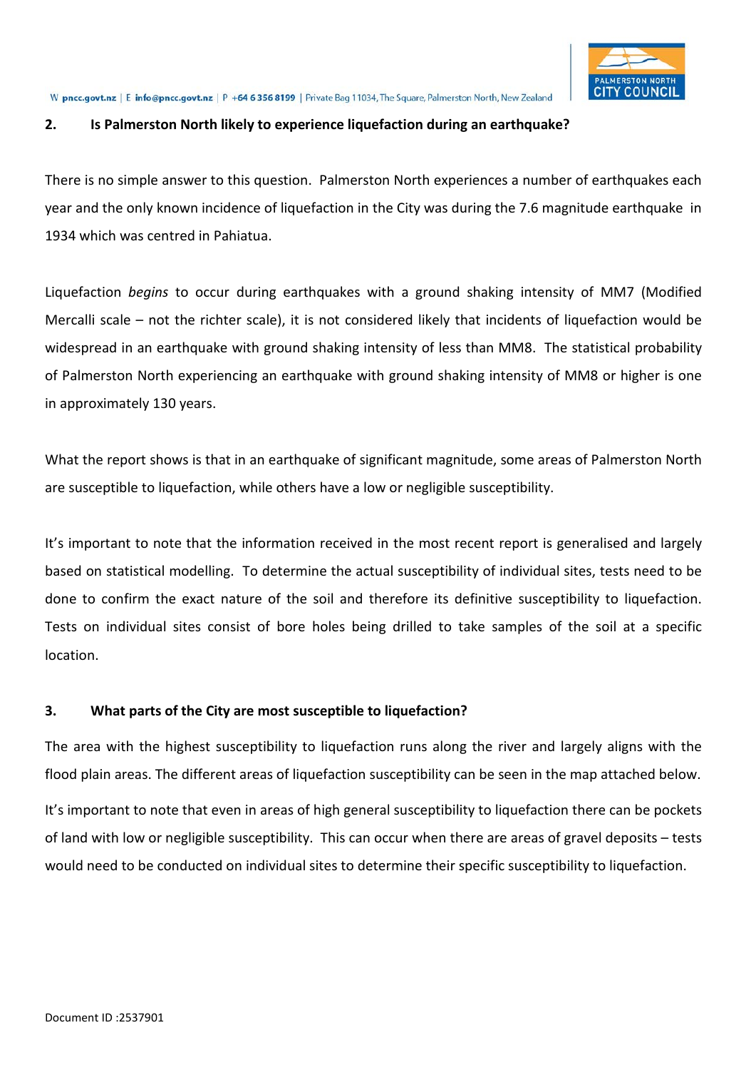## 2. Is Palmerston North likely to experience liquefaction during an earthquake?

There is no simple answer to this question. Palmerston North experiences a number of earthquakes each year and the only known incidence of liquefaction in the City was during the 7.6 magnitude earthquake in 1934 which was centred in Pahiatua.

Liquefaction *begins* to occur during earthquakes with a ground shaking intensity of MM7 (Modified Mercalli scale – not the richter scale), it is not considered likely that incidents of liquefaction would be widespread in an earthquake with ground shaking intensity of less than MM8. The statistical probability of Palmerston North experiencing an earthquake with ground shaking intensity of MM8 or higher is one in approximately 130 years.

What the report shows is that in an earthquake of significant magnitude, some areas of Palmerston North are susceptible to liquefaction, while others have a low or negligible susceptibility.

It's important to note that the information received in the most recent report is generalised and largely based on statistical modelling. To determine the actual susceptibility of individual sites, tests need to be done to confirm the exact nature of the soil and therefore its definitive susceptibility to liquefaction. Tests on individual sites consist of bore holes being drilled to take samples of the soil at a specific location.

## 3. What parts of the City are most susceptible to liquefaction?

The area with the highest susceptibility to liquefaction runs along the river and largely aligns with the flood plain areas. The different areas of liquefaction susceptibility can be seen in the map attached below.

It's important to note that even in areas of high general susceptibility to liquefaction there can be pockets of land with low or negligible susceptibility. This can occur when there are areas of gravel deposits – tests would need to be conducted on individual sites to determine their specific susceptibility to liquefaction.

Document ID :2537901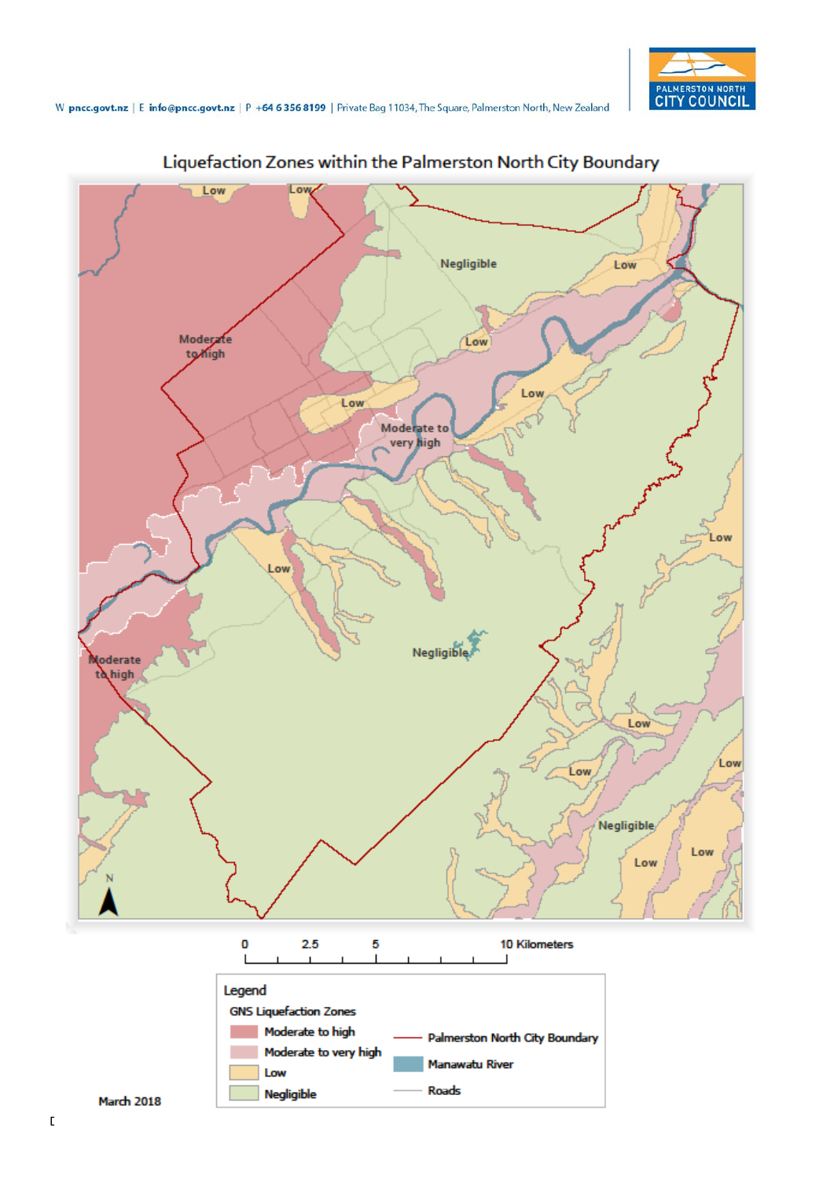W pncc.govt.nz | E info@pncc.govt.nz | P +64 6 356 8199 | Private Bag 11034, The Square, Palmerston North, New Zealand

PALMERSTON NORTH CITY COUNCIL

## Liquefaction Zones within the Palmerston North City Boundary

Low
Low
Negligible
Low
Moderate to high
Low
Low
Low
Moderate to very high
Low
Low
Moderate to high
Negligible
Low
Low
Low
Negligible
Low
Low
N

0 2.5 5 10 Kilometers

Legend

GNS Liquefaction Zones

- Moderate to high
- Moderate to very high
- Low
- Negligible
- Palmerston North City Boundary
- Manawatu River
- Roads

March 2018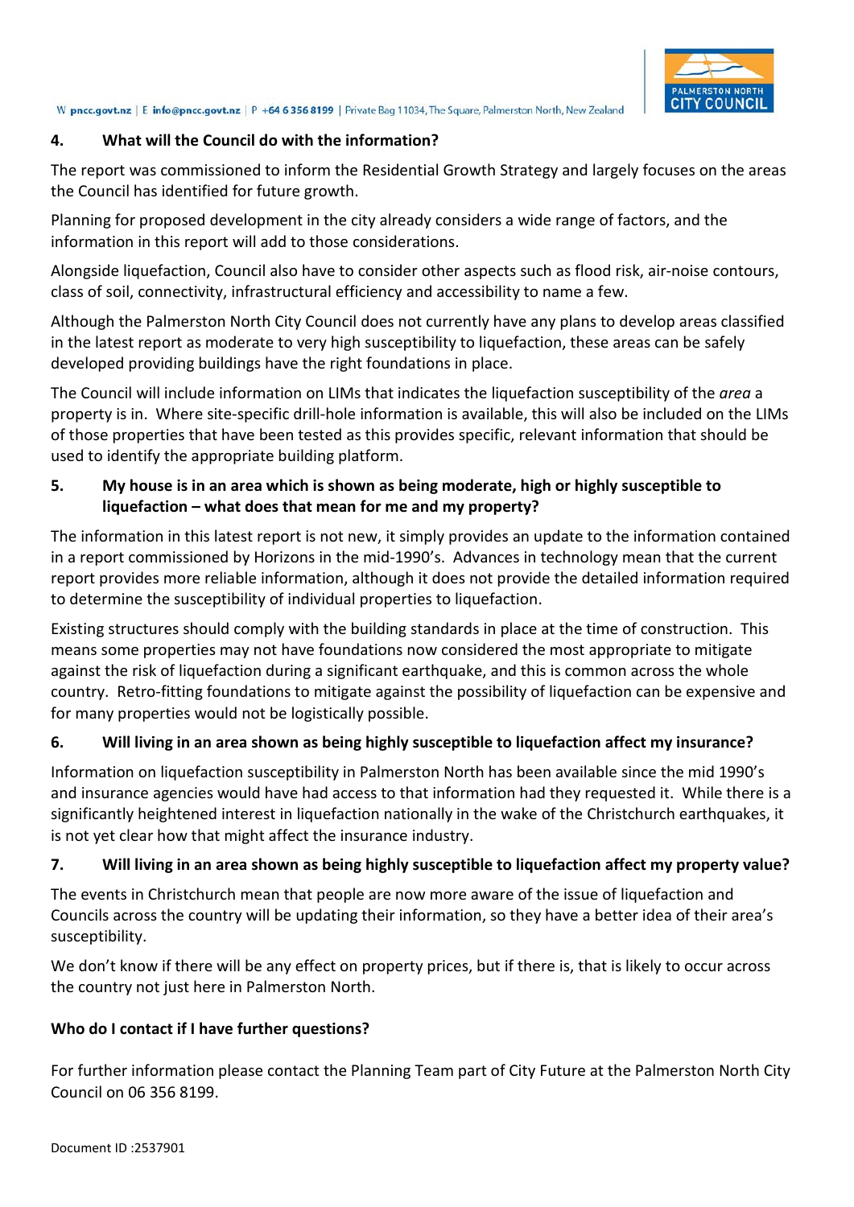## 4. What will the Council do with the information?

The report was commissioned to inform the Residential Growth Strategy and largely focuses on the areas the Council has identified for future growth.

Planning for proposed development in the city already considers a wide range of factors, and the information in this report will add to those considerations.

Alongside liquefaction, Council also have to consider other aspects such as flood risk, air-noise contours, class of soil, connectivity, infrastructural efficiency and accessibility to name a few.

Although the Palmerston North City Council does not currently have any plans to develop areas classified in the latest report as moderate to very high susceptibility to liquefaction, these areas can be safely developed providing buildings have the right foundations in place.

The Council will include information on LIMs that indicates the liquefaction susceptibility of the *area* a property is in. Where site-specific drill-hole information is available, this will also be included on the LIMs of those properties that have been tested as this provides specific, relevant information that should be used to identify the appropriate building platform.

## 5. My house is in an area which is shown as being moderate, high or highly susceptible to liquefaction – what does that mean for me and my property?

The information in this latest report is not new, it simply provides an update to the information contained in a report commissioned by Horizons in the mid-1990's. Advances in technology mean that the current report provides more reliable information, although it does not provide the detailed information required to determine the susceptibility of individual properties to liquefaction.

Existing structures should comply with the building standards in place at the time of construction. This means some properties may not have foundations now considered the most appropriate to mitigate against the risk of liquefaction during a significant earthquake, and this is common across the whole country. Retro-fitting foundations to mitigate against the possibility of liquefaction can be expensive and for many properties would not be logistically possible.

## 6. Will living in an area shown as being highly susceptible to liquefaction affect my insurance?

Information on liquefaction susceptibility in Palmerston North has been available since the mid 1990's and insurance agencies would have had access to that information had they requested it. While there is a significantly heightened interest in liquefaction nationally in the wake of the Christchurch earthquakes, it is not yet clear how that might affect the insurance industry.

## 7. Will living in an area shown as being highly susceptible to liquefaction affect my property value?

The events in Christchurch mean that people are now more aware of the issue of liquefaction and Councils across the country will be updating their information, so they have a better idea of their area's susceptibility.

We don't know if there will be any effect on property prices, but if there is, that is likely to occur across the country not just here in Palmerston North.

**Who do I contact if I have further questions?**

For further information please contact the Planning Team part of City Future at the Palmerston North City Council on 06 356 8199.

Document ID :2537901